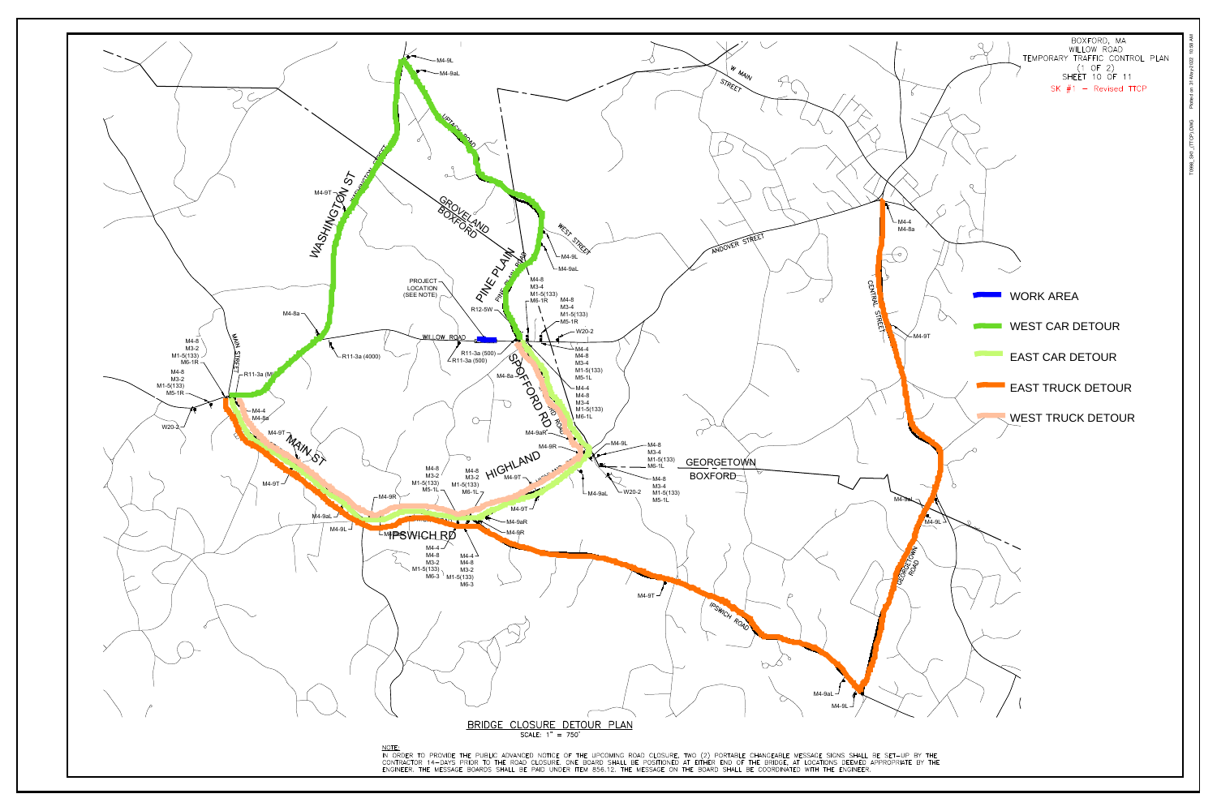BOXFORD, MA
WILLOW ROAD
TEMPORARY TRAFFIC CONTROL PLAN
(1 OF 2)
SHEET 10 OF 11
SK #1 – Revised TTCP

- WORK AREA
- WEST CAR DETOUR
- EAST CAR DETOUR
- EAST TRUCK DETOUR
- WEST TRUCK DETOUR

WASHINGTON ST
GROVELAND
BOXFORD
PINE PLAIN
WEST STREET
ANDOVER STREET
W MAIN STREET
CENTRAL STREET
WILLOW ROAD
MAIN STREET
MAIN ST
SPOFFORD RD
HIGHLAND
IPSWICH RD
IPSWICH ROAD
GEORGETOWN
BOXFORD
GEORGETOWN ROAD
UPTACK ROAD

PROJECT LOCATION (SEE NOTE)

M4-9L, M4-9aL, M4-9T, M4-8a, M4-8, M3-2, M1-5(133), M6-1R, M5-1R, R11-3a (M), W20-2, M4-4, M4-8a, M4-9T, M4-9aL, M4-9L, M4-9R, M4-9aR, R11-3a (4000), R11-3a (500), R11-3a (500), R12-5W, M4-8, M3-4, M1-5(133), M6-1R, M5-1R, M4-4, M5-1L, M6-1L, M6-3, W20-2, M4-9L, M4-9aL, M4-4, M4-8a, M4-9T, M4-9aL, M4-9L, M4-9aL, M4-9L

## BRIDGE CLOSURE DETOUR PLAN

SCALE: 1" = 750'

NOTE:
IN ORDER TO PROVIDE THE PUBLIC ADVANCED NOTICE OF THE UPCOMING ROAD CLOSURE, TWO (2) PORTABLE CHANGEABLE MESSAGE SIGNS SHALL BE SET-UP BY THE CONTRACTOR 14-DAYS PRIOR TO THE ROAD CLOSURE. ONE BOARD SHALL BE POSITIONED AT EITHER END OF THE BRIDGE, AT LOCATIONS DEEMED APPROPRIATE BY THE ENGINEER. THE MESSAGE BOARDS SHALL BE PAID UNDER ITEM 856.12. THE MESSAGE ON THE BOARD SHALL BE COORDINATED WITH THE ENGINEER.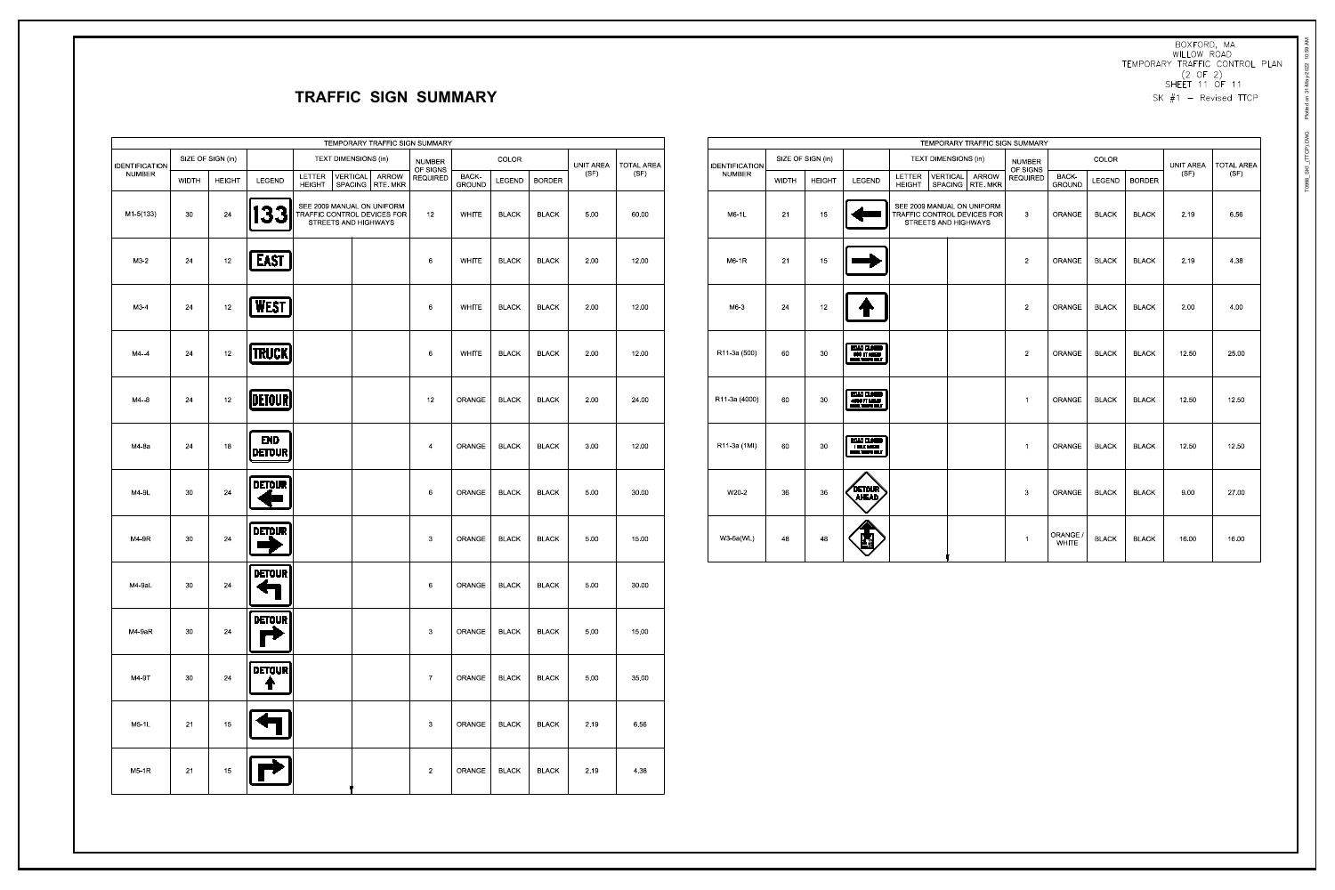# TRAFFIC SIGN SUMMARY

BOXFORD, MA
WILLOW ROAD
TEMPORARY TRAFFIC CONTROL PLAN
(2 OF 2)
SHEET 11 OF 11
SK #1 – Revised TTCP

**TEMPORARY TRAFFIC SIGN SUMMARY**

| IDENTIFICATION NUMBER | SIZE OF SIGN (in) | | LEGEND | TEXT DIMENSIONS (in) | | | NUMBER OF SIGNS REQUIRED | COLOR | | | UNIT AREA (SF) | TOTAL AREA (SF) |
|---|---|---|---|---|---|---|---|---|---|---|---|---|
| | WIDTH | HEIGHT | | LETTER HEIGHT | VERTICAL SPACING | ARROW RTE. MKR | | BACK-GROUND | LEGEND | BORDER | | |
| M1-5(133) | 30 | 24 | 133 | SEE 2009 MANUAL ON UNIFORM TRAFFIC CONTROL DEVICES FOR STREETS AND HIGHWAYS | | | 12 | WHITE | BLACK | BLACK | 5.00 | 60.00 |
| M3-2 | 24 | 12 | EAST | | | | 6 | WHITE | BLACK | BLACK | 2.00 | 12.00 |
| M3-4 | 24 | 12 | WEST | | | | 6 | WHITE | BLACK | BLACK | 2.00 | 12.00 |
| M4--4 | 24 | 12 | TRUCK | | | | 6 | WHITE | BLACK | BLACK | 2.00 | 12.00 |
| M4--8 | 24 | 12 | DETOUR | | | | 12 | ORANGE | BLACK | BLACK | 2.00 | 24.00 |
| M4-8a | 24 | 18 | END DETOUR | | | | 4 | ORANGE | BLACK | BLACK | 3.00 | 12.00 |
| M4-9L | 30 | 24 | DETOUR | | | | 6 | ORANGE | BLACK | BLACK | 5.00 | 30.00 |
| M4-9R | 30 | 24 | DETOUR | | | | 3 | ORANGE | BLACK | BLACK | 5.00 | 15.00 |
| M4-9aL | 30 | 24 | DETOUR | | | | 6 | ORANGE | BLACK | BLACK | 5.00 | 30.00 |
| M4-9aR | 30 | 24 | DETOUR | | | | 3 | ORANGE | BLACK | BLACK | 5.00 | 15.00 |
| M4-9T | 30 | 24 | DETOUR | | | | 7 | ORANGE | BLACK | BLACK | 5.00 | 35.00 |
| M5-1L | 21 | 15 | | | | | 3 | ORANGE | BLACK | BLACK | 2.19 | 6.56 |
| M5-1R | 21 | 15 | | | | | 2 | ORANGE | BLACK | BLACK | 2.19 | 4.38 |
| M6-1L | 21 | 15 | | SEE 2009 MANUAL ON UNIFORM TRAFFIC CONTROL DEVICES FOR STREETS AND HIGHWAYS | | | 3 | ORANGE | BLACK | BLACK | 2.19 | 6.56 |
| M6-1R | 21 | 15 | | | | | 2 | ORANGE | BLACK | BLACK | 2.19 | 4.38 |
| M6-3 | 24 | 12 | | | | | 2 | ORANGE | BLACK | BLACK | 2.00 | 4.00 |
| R11-3a (500) | 60 | 30 | ROAD CLOSED 500 FT AHEAD LOCAL TRAFFIC ONLY | | | | 2 | ORANGE | BLACK | BLACK | 12.50 | 25.00 |
| R11-3a (4000) | 60 | 30 | ROAD CLOSED 4000 FT AHEAD LOCAL TRAFFIC ONLY | | | | 1 | ORANGE | BLACK | BLACK | 12.50 | 12.50 |
| R11-3a (1MI) | 60 | 30 | ROAD CLOSED 1 MILE AHEAD LOCAL TRAFFIC ONLY | | | | 1 | ORANGE | BLACK | BLACK | 12.50 | 12.50 |
| W20-2 | 36 | 36 | DETOUR AHEAD | | | | 3 | ORANGE | BLACK | BLACK | 9.00 | 27.00 |
| W3-6a(WL) | 48 | 48 | | | | | 1 | ORANGE / WHITE | BLACK | BLACK | 16.00 | 16.00 |